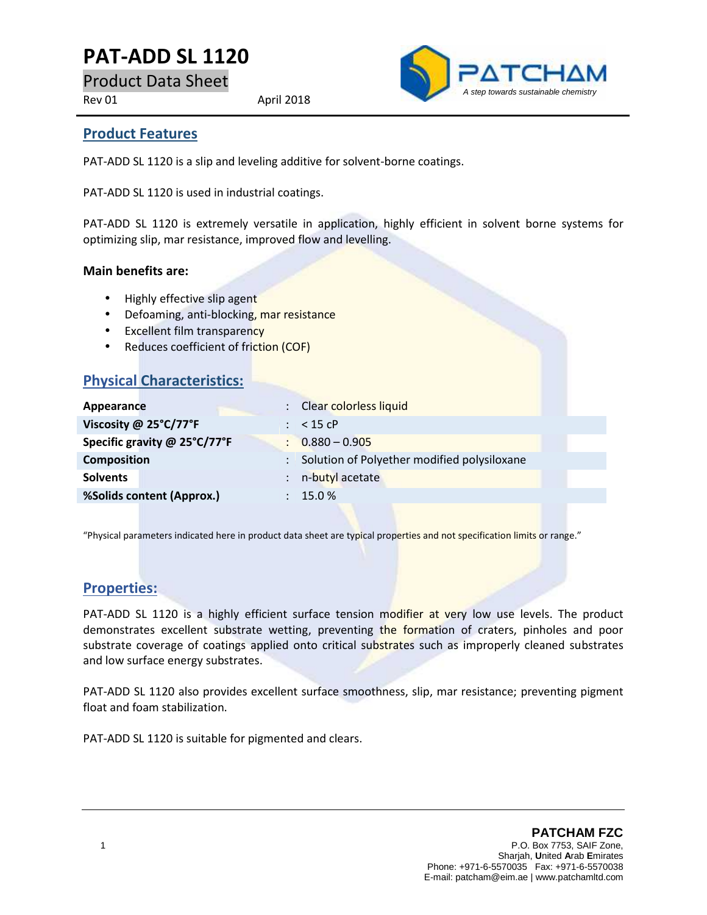# PAT-ADD SL 1120

Product Data Sheet

Rev 01 April 2018

PATCHAM

*A step towards sustainable chemistry*

## Product Features

PAT-ADD SL 1120 is a slip and leveling additive for solvent-borne coatings.

PAT-ADD SL 1120 is used in industrial coatings.

PAT-ADD SL 1120 is extremely versatile in application, highly efficient in solvent borne systems for optimizing slip, mar resistance, improved flow and levelling.

**Main benefits are:**

- Highly effective slip agent
- Defoaming, anti-blocking, mar resistance
- Excellent film transparency
- Reduces coefficient of friction (COF)

## Physical Characteristics:

| | | |
|---|---|---|
| **Appearance** | : | Clear colorless liquid |
| **Viscosity @ 25°C/77°F** | : | < 15 cP |
| **Specific gravity @ 25°C/77°F** | : | 0.880 – 0.905 |
| **Composition** | : | Solution of Polyether modified polysiloxane |
| **Solvents** | : | n-butyl acetate |
| **%Solids content (Approx.)** | : | 15.0 % |

"Physical parameters indicated here in product data sheet are typical properties and not specification limits or range."

## Properties:

PAT-ADD SL 1120 is a highly efficient surface tension modifier at very low use levels. The product demonstrates excellent substrate wetting, preventing the formation of craters, pinholes and poor substrate coverage of coatings applied onto critical substrates such as improperly cleaned substrates and low surface energy substrates.

PAT-ADD SL 1120 also provides excellent surface smoothness, slip, mar resistance; preventing pigment float and foam stabilization.

PAT-ADD SL 1120 is suitable for pigmented and clears.

**PATCHAM FZC**
P.O. Box 7753, SAIF Zone,
Sharjah, United Arab Emirates
Phone: +971-6-5570035 Fax: +971-6-5570038
E-mail: patcham@eim.ae | www.patchamltd.com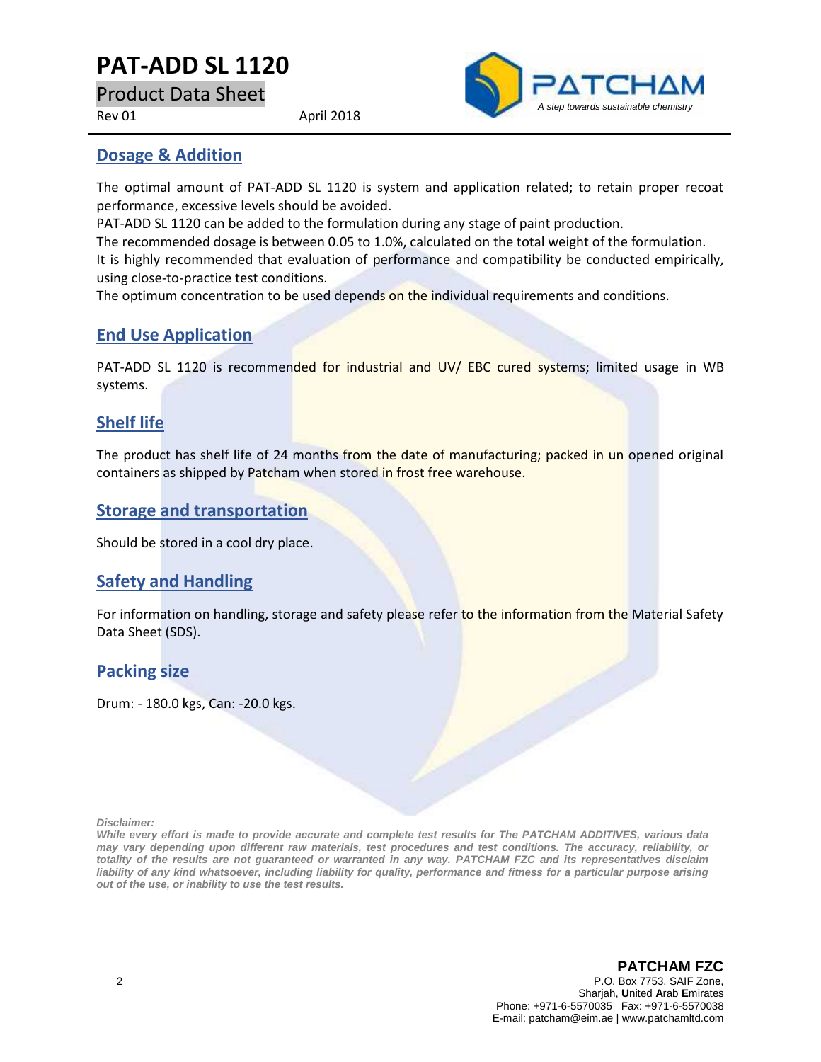## Dosage & Addition

The optimal amount of PAT-ADD SL 1120 is system and application related; to retain proper recoat performance, excessive levels should be avoided.

PAT-ADD SL 1120 can be added to the formulation during any stage of paint production.

The recommended dosage is between 0.05 to 1.0%, calculated on the total weight of the formulation.

It is highly recommended that evaluation of performance and compatibility be conducted empirically, using close-to-practice test conditions.

The optimum concentration to be used depends on the individual requirements and conditions.

## End Use Application

PAT-ADD SL 1120 is recommended for industrial and UV/ EBC cured systems; limited usage in WB systems.

## Shelf life

The product has shelf life of 24 months from the date of manufacturing; packed in un opened original containers as shipped by Patcham when stored in frost free warehouse.

## Storage and transportation

Should be stored in a cool dry place.

## Safety and Handling

For information on handling, storage and safety please refer to the information from the Material Safety Data Sheet (SDS).

## Packing size

Drum: - 180.0 kgs, Can: -20.0 kgs.

***Disclaimer:***

***While every effort is made to provide accurate and complete test results for The PATCHAM ADDITIVES, various data may vary depending upon different raw materials, test procedures and test conditions. The accuracy, reliability, or totality of the results are not guaranteed or warranted in any way. PATCHAM FZC and its representatives disclaim liability of any kind whatsoever, including liability for quality, performance and fitness for a particular purpose arising out of the use, or inability to use the test results.***

**PATCHAM FZC**
P.O. Box 7753, SAIF Zone,
Sharjah, **U**nited **A**rab **E**mirates
Phone: +971-6-5570035 Fax: +971-6-5570038
E-mail: patcham@eim.ae | www.patchamltd.com